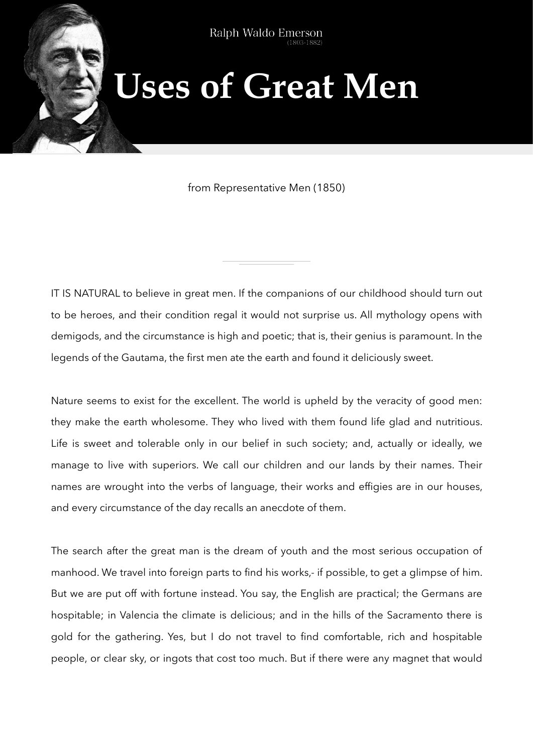Ralph Waldo Emerson
(1803-1882)

# Uses of Great Men

from Representative Men (1850)

---

IT IS NATURAL to believe in great men. If the companions of our childhood should turn out to be heroes, and their condition regal it would not surprise us. All mythology opens with demigods, and the circumstance is high and poetic; that is, their genius is paramount. In the legends of the Gautama, the first men ate the earth and found it deliciously sweet.

Nature seems to exist for the excellent. The world is upheld by the veracity of good men: they make the earth wholesome. They who lived with them found life glad and nutritious. Life is sweet and tolerable only in our belief in such society; and, actually or ideally, we manage to live with superiors. We call our children and our lands by their names. Their names are wrought into the verbs of language, their works and effigies are in our houses, and every circumstance of the day recalls an anecdote of them.

The search after the great man is the dream of youth and the most serious occupation of manhood. We travel into foreign parts to find his works,- if possible, to get a glimpse of him. But we are put off with fortune instead. You say, the English are practical; the Germans are hospitable; in Valencia the climate is delicious; and in the hills of the Sacramento there is gold for the gathering. Yes, but I do not travel to find comfortable, rich and hospitable people, or clear sky, or ingots that cost too much. But if there were any magnet that would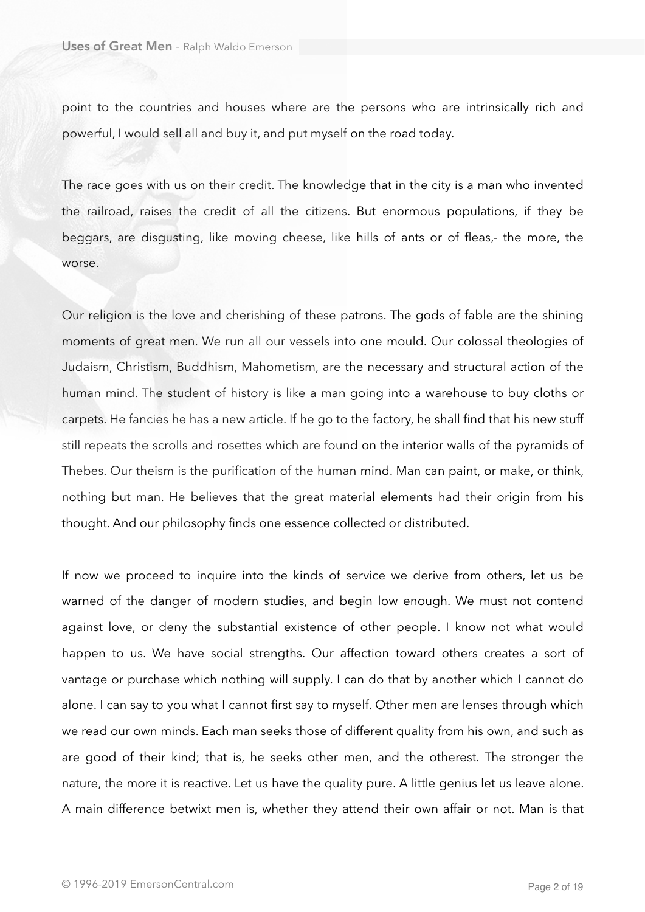point to the countries and houses where are the persons who are intrinsically rich and powerful, I would sell all and buy it, and put myself on the road today.

The race goes with us on their credit. The knowledge that in the city is a man who invented the railroad, raises the credit of all the citizens. But enormous populations, if they be beggars, are disgusting, like moving cheese, like hills of ants or of fleas,- the more, the worse.

Our religion is the love and cherishing of these patrons. The gods of fable are the shining moments of great men. We run all our vessels into one mould. Our colossal theologies of Judaism, Christism, Buddhism, Mahometism, are the necessary and structural action of the human mind. The student of history is like a man going into a warehouse to buy cloths or carpets. He fancies he has a new article. If he go to the factory, he shall find that his new stuff still repeats the scrolls and rosettes which are found on the interior walls of the pyramids of Thebes. Our theism is the purification of the human mind. Man can paint, or make, or think, nothing but man. He believes that the great material elements had their origin from his thought. And our philosophy finds one essence collected or distributed.

If now we proceed to inquire into the kinds of service we derive from others, let us be warned of the danger of modern studies, and begin low enough. We must not contend against love, or deny the substantial existence of other people. I know not what would happen to us. We have social strengths. Our affection toward others creates a sort of vantage or purchase which nothing will supply. I can do that by another which I cannot do alone. I can say to you what I cannot first say to myself. Other men are lenses through which we read our own minds. Each man seeks those of different quality from his own, and such as are good of their kind; that is, he seeks other men, and the otherest. The stronger the nature, the more it is reactive. Let us have the quality pure. A little genius let us leave alone. A main difference betwixt men is, whether they attend their own affair or not. Man is that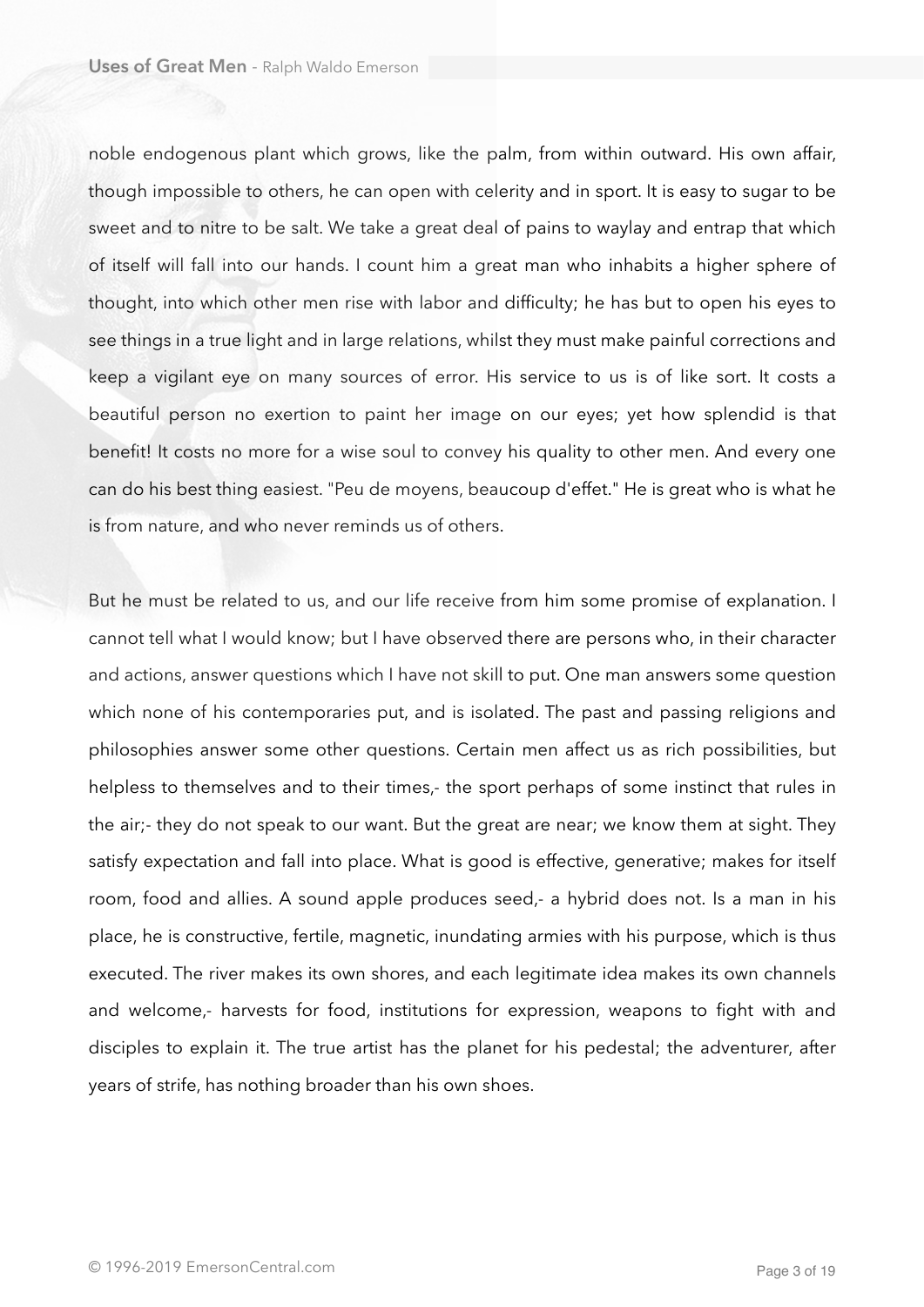noble endogenous plant which grows, like the palm, from within outward. His own affair, though impossible to others, he can open with celerity and in sport. It is easy to sugar to be sweet and to nitre to be salt. We take a great deal of pains to waylay and entrap that which of itself will fall into our hands. I count him a great man who inhabits a higher sphere of thought, into which other men rise with labor and difficulty; he has but to open his eyes to see things in a true light and in large relations, whilst they must make painful corrections and keep a vigilant eye on many sources of error. His service to us is of like sort. It costs a beautiful person no exertion to paint her image on our eyes; yet how splendid is that benefit! It costs no more for a wise soul to convey his quality to other men. And every one can do his best thing easiest. "Peu de moyens, beaucoup d'effet." He is great who is what he is from nature, and who never reminds us of others.

But he must be related to us, and our life receive from him some promise of explanation. I cannot tell what I would know; but I have observed there are persons who, in their character and actions, answer questions which I have not skill to put. One man answers some question which none of his contemporaries put, and is isolated. The past and passing religions and philosophies answer some other questions. Certain men affect us as rich possibilities, but helpless to themselves and to their times,- the sport perhaps of some instinct that rules in the air;- they do not speak to our want. But the great are near; we know them at sight. They satisfy expectation and fall into place. What is good is effective, generative; makes for itself room, food and allies. A sound apple produces seed,- a hybrid does not. Is a man in his place, he is constructive, fertile, magnetic, inundating armies with his purpose, which is thus executed. The river makes its own shores, and each legitimate idea makes its own channels and welcome,- harvests for food, institutions for expression, weapons to fight with and disciples to explain it. The true artist has the planet for his pedestal; the adventurer, after years of strife, has nothing broader than his own shoes.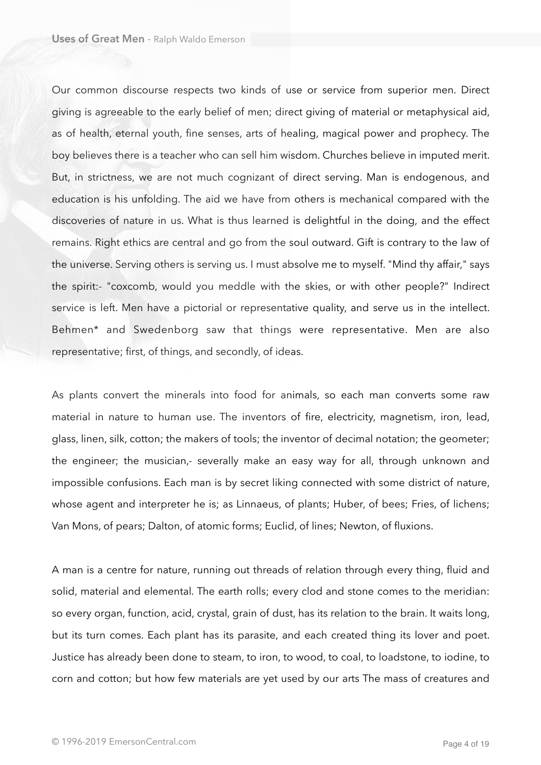Our common discourse respects two kinds of use or service from superior men. Direct giving is agreeable to the early belief of men; direct giving of material or metaphysical aid, as of health, eternal youth, fine senses, arts of healing, magical power and prophecy. The boy believes there is a teacher who can sell him wisdom. Churches believe in imputed merit. But, in strictness, we are not much cognizant of direct serving. Man is endogenous, and education is his unfolding. The aid we have from others is mechanical compared with the discoveries of nature in us. What is thus learned is delightful in the doing, and the effect remains. Right ethics are central and go from the soul outward. Gift is contrary to the law of the universe. Serving others is serving us. I must absolve me to myself. "Mind thy affair," says the spirit:- "coxcomb, would you meddle with the skies, or with other people?" Indirect service is left. Men have a pictorial or representative quality, and serve us in the intellect. Behmen* and Swedenborg saw that things were representative. Men are also representative; first, of things, and secondly, of ideas.

As plants convert the minerals into food for animals, so each man converts some raw material in nature to human use. The inventors of fire, electricity, magnetism, iron, lead, glass, linen, silk, cotton; the makers of tools; the inventor of decimal notation; the geometer; the engineer; the musician,- severally make an easy way for all, through unknown and impossible confusions. Each man is by secret liking connected with some district of nature, whose agent and interpreter he is; as Linnaeus, of plants; Huber, of bees; Fries, of lichens; Van Mons, of pears; Dalton, of atomic forms; Euclid, of lines; Newton, of fluxions.

A man is a centre for nature, running out threads of relation through every thing, fluid and solid, material and elemental. The earth rolls; every clod and stone comes to the meridian: so every organ, function, acid, crystal, grain of dust, has its relation to the brain. It waits long, but its turn comes. Each plant has its parasite, and each created thing its lover and poet. Justice has already been done to steam, to iron, to wood, to coal, to loadstone, to iodine, to corn and cotton; but how few materials are yet used by our arts The mass of creatures and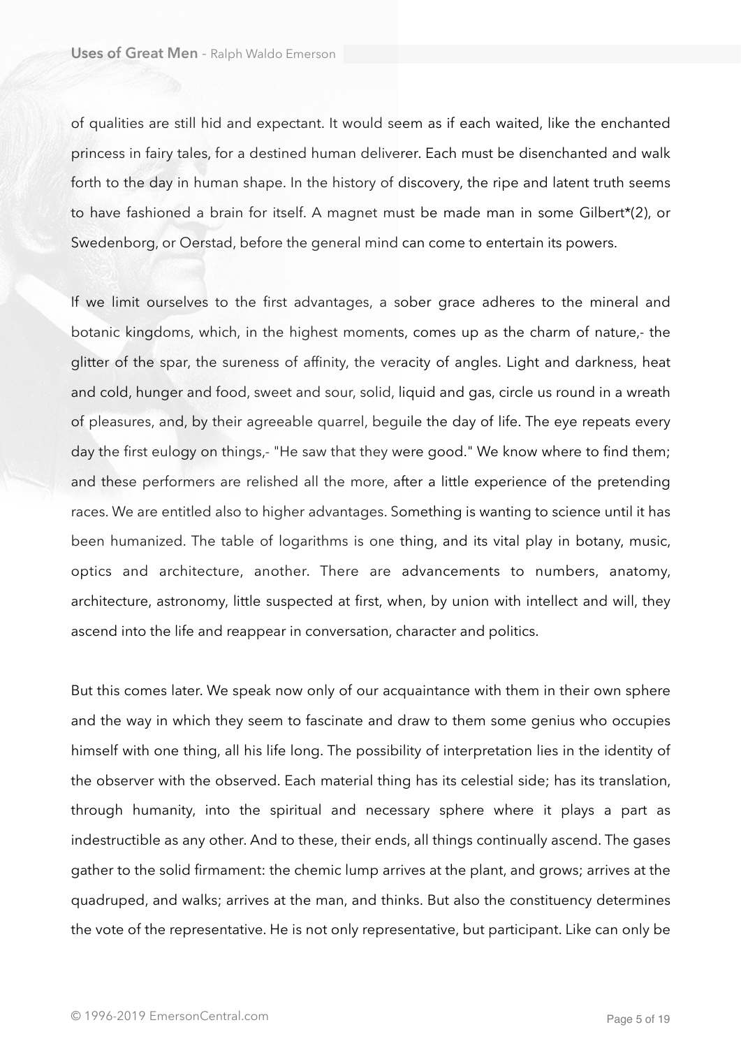of qualities are still hid and expectant. It would seem as if each waited, like the enchanted princess in fairy tales, for a destined human deliverer. Each must be disenchanted and walk forth to the day in human shape. In the history of discovery, the ripe and latent truth seems to have fashioned a brain for itself. A magnet must be made man in some Gilbert*(2), or Swedenborg, or Oerstad, before the general mind can come to entertain its powers.

If we limit ourselves to the first advantages, a sober grace adheres to the mineral and botanic kingdoms, which, in the highest moments, comes up as the charm of nature,- the glitter of the spar, the sureness of affinity, the veracity of angles. Light and darkness, heat and cold, hunger and food, sweet and sour, solid, liquid and gas, circle us round in a wreath of pleasures, and, by their agreeable quarrel, beguile the day of life. The eye repeats every day the first eulogy on things,- "He saw that they were good." We know where to find them; and these performers are relished all the more, after a little experience of the pretending races. We are entitled also to higher advantages. Something is wanting to science until it has been humanized. The table of logarithms is one thing, and its vital play in botany, music, optics and architecture, another. There are advancements to numbers, anatomy, architecture, astronomy, little suspected at first, when, by union with intellect and will, they ascend into the life and reappear in conversation, character and politics.

But this comes later. We speak now only of our acquaintance with them in their own sphere and the way in which they seem to fascinate and draw to them some genius who occupies himself with one thing, all his life long. The possibility of interpretation lies in the identity of the observer with the observed. Each material thing has its celestial side; has its translation, through humanity, into the spiritual and necessary sphere where it plays a part as indestructible as any other. And to these, their ends, all things continually ascend. The gases gather to the solid firmament: the chemic lump arrives at the plant, and grows; arrives at the quadruped, and walks; arrives at the man, and thinks. But also the constituency determines the vote of the representative. He is not only representative, but participant. Like can only be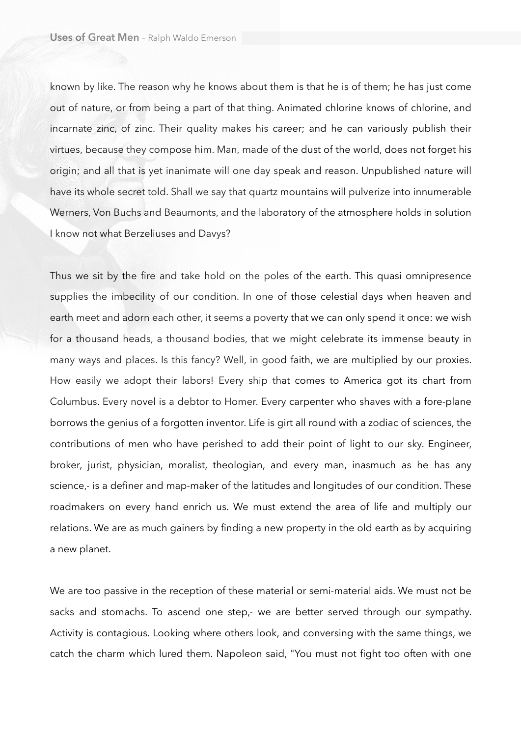known by like. The reason why he knows about them is that he is of them; he has just come out of nature, or from being a part of that thing. Animated chlorine knows of chlorine, and incarnate zinc, of zinc. Their quality makes his career; and he can variously publish their virtues, because they compose him. Man, made of the dust of the world, does not forget his origin; and all that is yet inanimate will one day speak and reason. Unpublished nature will have its whole secret told. Shall we say that quartz mountains will pulverize into innumerable Werners, Von Buchs and Beaumonts, and the laboratory of the atmosphere holds in solution I know not what Berzeliuses and Davys?

Thus we sit by the fire and take hold on the poles of the earth. This quasi omnipresence supplies the imbecility of our condition. In one of those celestial days when heaven and earth meet and adorn each other, it seems a poverty that we can only spend it once: we wish for a thousand heads, a thousand bodies, that we might celebrate its immense beauty in many ways and places. Is this fancy? Well, in good faith, we are multiplied by our proxies. How easily we adopt their labors! Every ship that comes to America got its chart from Columbus. Every novel is a debtor to Homer. Every carpenter who shaves with a fore-plane borrows the genius of a forgotten inventor. Life is girt all round with a zodiac of sciences, the contributions of men who have perished to add their point of light to our sky. Engineer, broker, jurist, physician, moralist, theologian, and every man, inasmuch as he has any science,- is a definer and map-maker of the latitudes and longitudes of our condition. These roadmakers on every hand enrich us. We must extend the area of life and multiply our relations. We are as much gainers by finding a new property in the old earth as by acquiring a new planet.

We are too passive in the reception of these material or semi-material aids. We must not be sacks and stomachs. To ascend one step,- we are better served through our sympathy. Activity is contagious. Looking where others look, and conversing with the same things, we catch the charm which lured them. Napoleon said, "You must not fight too often with one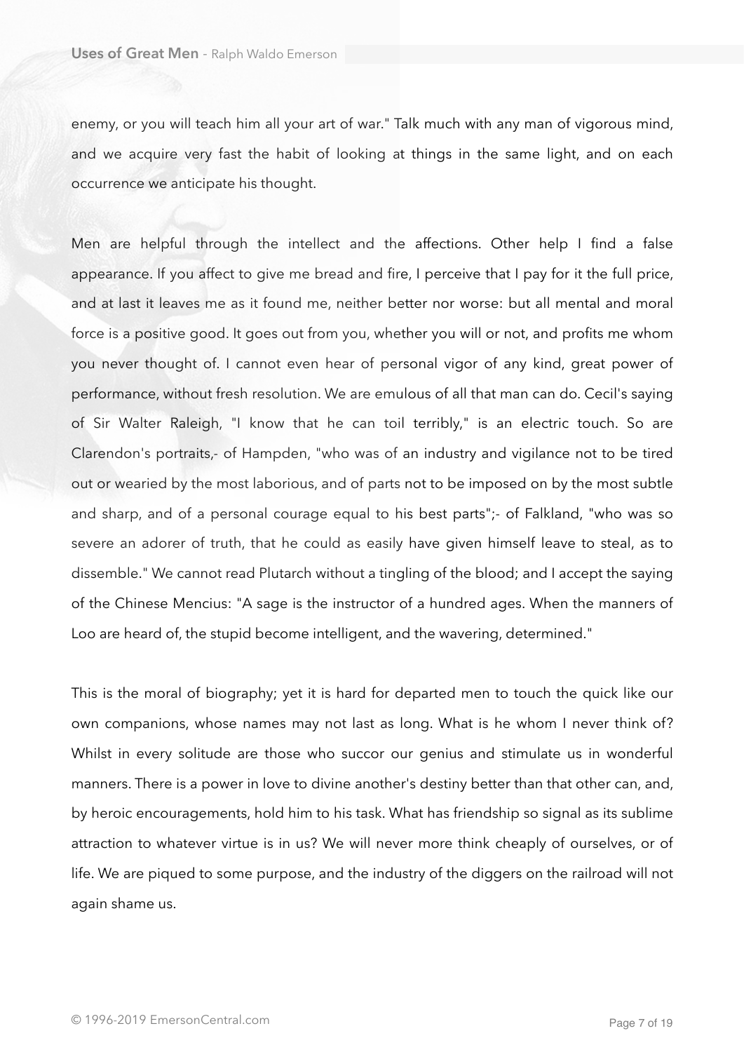enemy, or you will teach him all your art of war." Talk much with any man of vigorous mind, and we acquire very fast the habit of looking at things in the same light, and on each occurrence we anticipate his thought.

Men are helpful through the intellect and the affections. Other help I find a false appearance. If you affect to give me bread and fire, I perceive that I pay for it the full price, and at last it leaves me as it found me, neither better nor worse: but all mental and moral force is a positive good. It goes out from you, whether you will or not, and profits me whom you never thought of. I cannot even hear of personal vigor of any kind, great power of performance, without fresh resolution. We are emulous of all that man can do. Cecil's saying of Sir Walter Raleigh, "I know that he can toil terribly," is an electric touch. So are Clarendon's portraits,- of Hampden, "who was of an industry and vigilance not to be tired out or wearied by the most laborious, and of parts not to be imposed on by the most subtle and sharp, and of a personal courage equal to his best parts";- of Falkland, "who was so severe an adorer of truth, that he could as easily have given himself leave to steal, as to dissemble." We cannot read Plutarch without a tingling of the blood; and I accept the saying of the Chinese Mencius: "A sage is the instructor of a hundred ages. When the manners of Loo are heard of, the stupid become intelligent, and the wavering, determined."

This is the moral of biography; yet it is hard for departed men to touch the quick like our own companions, whose names may not last as long. What is he whom I never think of? Whilst in every solitude are those who succor our genius and stimulate us in wonderful manners. There is a power in love to divine another's destiny better than that other can, and, by heroic encouragements, hold him to his task. What has friendship so signal as its sublime attraction to whatever virtue is in us? We will never more think cheaply of ourselves, or of life. We are piqued to some purpose, and the industry of the diggers on the railroad will not again shame us.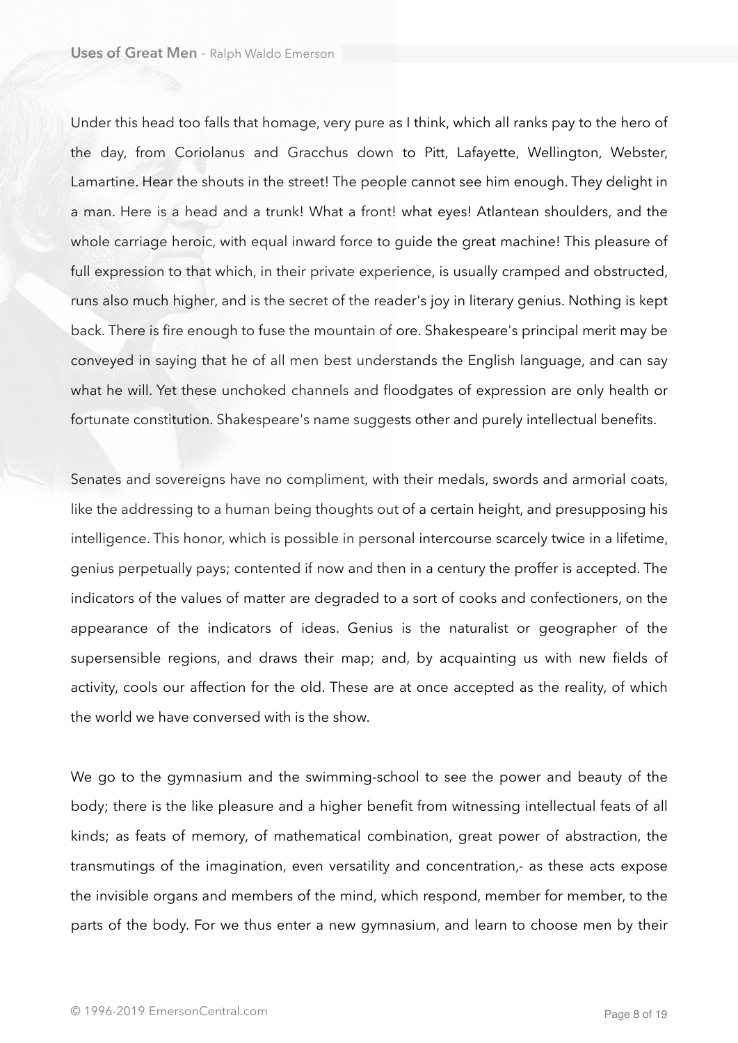Under this head too falls that homage, very pure as I think, which all ranks pay to the hero of the day, from Coriolanus and Gracchus down to Pitt, Lafayette, Wellington, Webster, Lamartine. Hear the shouts in the street! The people cannot see him enough. They delight in a man. Here is a head and a trunk! What a front! what eyes! Atlantean shoulders, and the whole carriage heroic, with equal inward force to guide the great machine! This pleasure of full expression to that which, in their private experience, is usually cramped and obstructed, runs also much higher, and is the secret of the reader's joy in literary genius. Nothing is kept back. There is fire enough to fuse the mountain of ore. Shakespeare's principal merit may be conveyed in saying that he of all men best understands the English language, and can say what he will. Yet these unchoked channels and floodgates of expression are only health or fortunate constitution. Shakespeare's name suggests other and purely intellectual benefits.

Senates and sovereigns have no compliment, with their medals, swords and armorial coats, like the addressing to a human being thoughts out of a certain height, and presupposing his intelligence. This honor, which is possible in personal intercourse scarcely twice in a lifetime, genius perpetually pays; contented if now and then in a century the proffer is accepted. The indicators of the values of matter are degraded to a sort of cooks and confectioners, on the appearance of the indicators of ideas. Genius is the naturalist or geographer of the supersensible regions, and draws their map; and, by acquainting us with new fields of activity, cools our affection for the old. These are at once accepted as the reality, of which the world we have conversed with is the show.

We go to the gymnasium and the swimming-school to see the power and beauty of the body; there is the like pleasure and a higher benefit from witnessing intellectual feats of all kinds; as feats of memory, of mathematical combination, great power of abstraction, the transmutings of the imagination, even versatility and concentration,- as these acts expose the invisible organs and members of the mind, which respond, member for member, to the parts of the body. For we thus enter a new gymnasium, and learn to choose men by their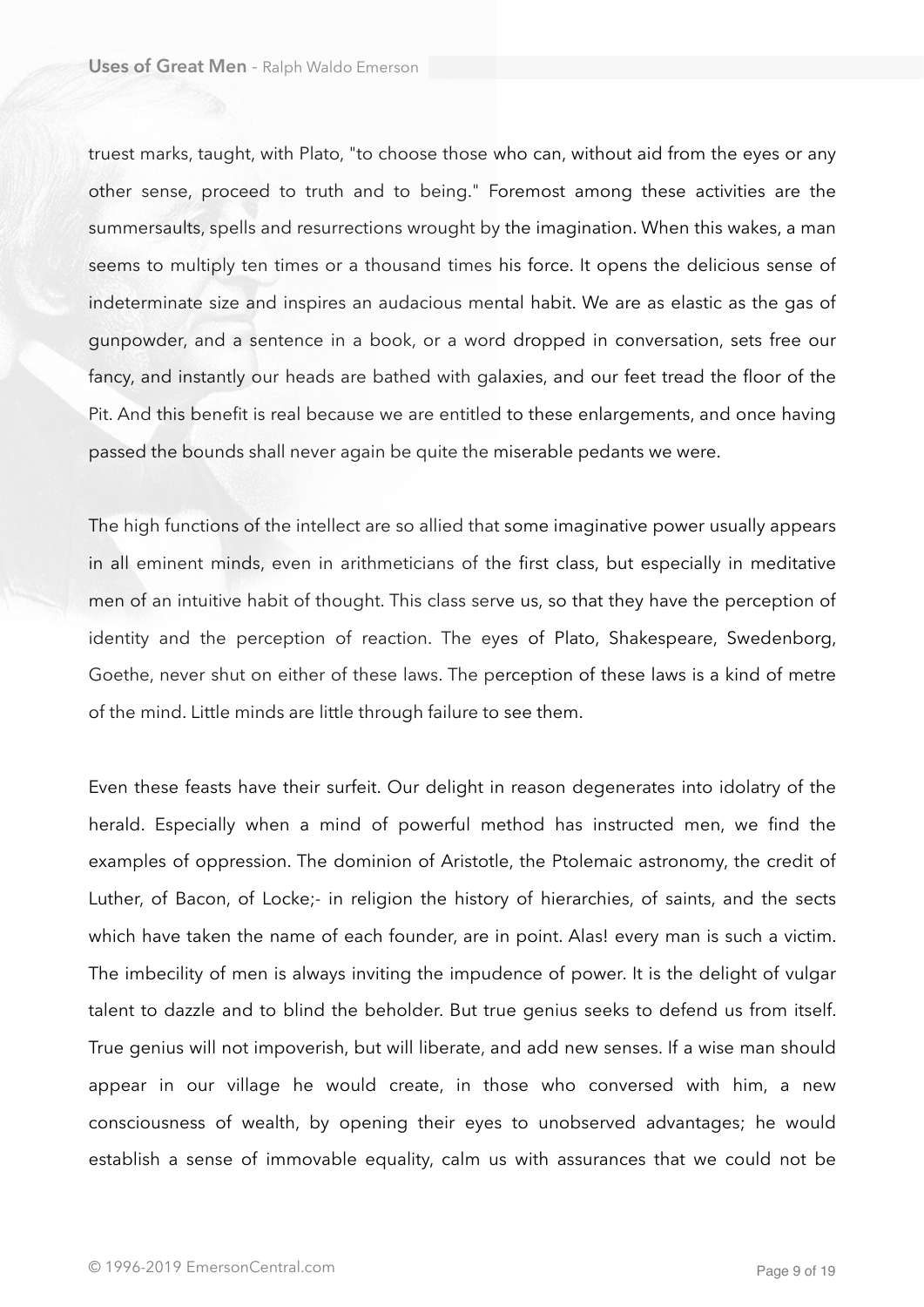truest marks, taught, with Plato, "to choose those who can, without aid from the eyes or any other sense, proceed to truth and to being." Foremost among these activities are the summersaults, spells and resurrections wrought by the imagination. When this wakes, a man seems to multiply ten times or a thousand times his force. It opens the delicious sense of indeterminate size and inspires an audacious mental habit. We are as elastic as the gas of gunpowder, and a sentence in a book, or a word dropped in conversation, sets free our fancy, and instantly our heads are bathed with galaxies, and our feet tread the floor of the Pit. And this benefit is real because we are entitled to these enlargements, and once having passed the bounds shall never again be quite the miserable pedants we were.

The high functions of the intellect are so allied that some imaginative power usually appears in all eminent minds, even in arithmeticians of the first class, but especially in meditative men of an intuitive habit of thought. This class serve us, so that they have the perception of identity and the perception of reaction. The eyes of Plato, Shakespeare, Swedenborg, Goethe, never shut on either of these laws. The perception of these laws is a kind of metre of the mind. Little minds are little through failure to see them.

Even these feasts have their surfeit. Our delight in reason degenerates into idolatry of the herald. Especially when a mind of powerful method has instructed men, we find the examples of oppression. The dominion of Aristotle, the Ptolemaic astronomy, the credit of Luther, of Bacon, of Locke;- in religion the history of hierarchies, of saints, and the sects which have taken the name of each founder, are in point. Alas! every man is such a victim. The imbecility of men is always inviting the impudence of power. It is the delight of vulgar talent to dazzle and to blind the beholder. But true genius seeks to defend us from itself. True genius will not impoverish, but will liberate, and add new senses. If a wise man should appear in our village he would create, in those who conversed with him, a new consciousness of wealth, by opening their eyes to unobserved advantages; he would establish a sense of immovable equality, calm us with assurances that we could not be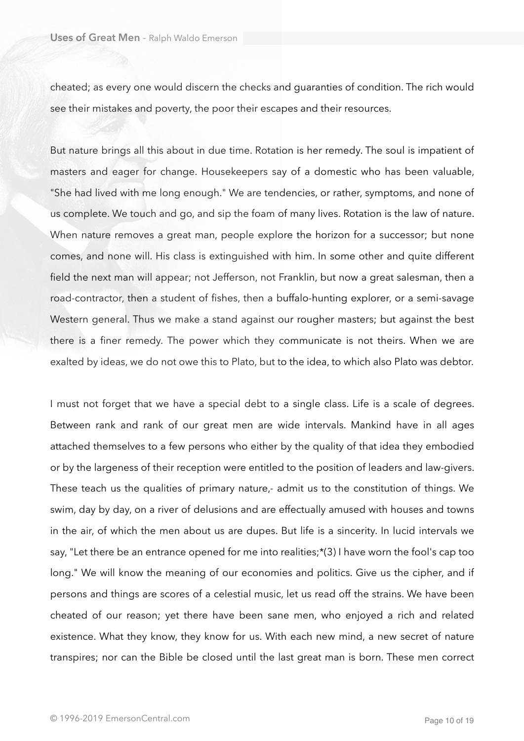cheated; as every one would discern the checks and guaranties of condition. The rich would see their mistakes and poverty, the poor their escapes and their resources.

But nature brings all this about in due time. Rotation is her remedy. The soul is impatient of masters and eager for change. Housekeepers say of a domestic who has been valuable, "She had lived with me long enough." We are tendencies, or rather, symptoms, and none of us complete. We touch and go, and sip the foam of many lives. Rotation is the law of nature. When nature removes a great man, people explore the horizon for a successor; but none comes, and none will. His class is extinguished with him. In some other and quite different field the next man will appear; not Jefferson, not Franklin, but now a great salesman, then a road-contractor, then a student of fishes, then a buffalo-hunting explorer, or a semi-savage Western general. Thus we make a stand against our rougher masters; but against the best there is a finer remedy. The power which they communicate is not theirs. When we are exalted by ideas, we do not owe this to Plato, but to the idea, to which also Plato was debtor.

I must not forget that we have a special debt to a single class. Life is a scale of degrees. Between rank and rank of our great men are wide intervals. Mankind have in all ages attached themselves to a few persons who either by the quality of that idea they embodied or by the largeness of their reception were entitled to the position of leaders and law-givers. These teach us the qualities of primary nature,- admit us to the constitution of things. We swim, day by day, on a river of delusions and are effectually amused with houses and towns in the air, of which the men about us are dupes. But life is a sincerity. In lucid intervals we say, "Let there be an entrance opened for me into realities;*(3) I have worn the fool's cap too long." We will know the meaning of our economies and politics. Give us the cipher, and if persons and things are scores of a celestial music, let us read off the strains. We have been cheated of our reason; yet there have been sane men, who enjoyed a rich and related existence. What they know, they know for us. With each new mind, a new secret of nature transpires; nor can the Bible be closed until the last great man is born. These men correct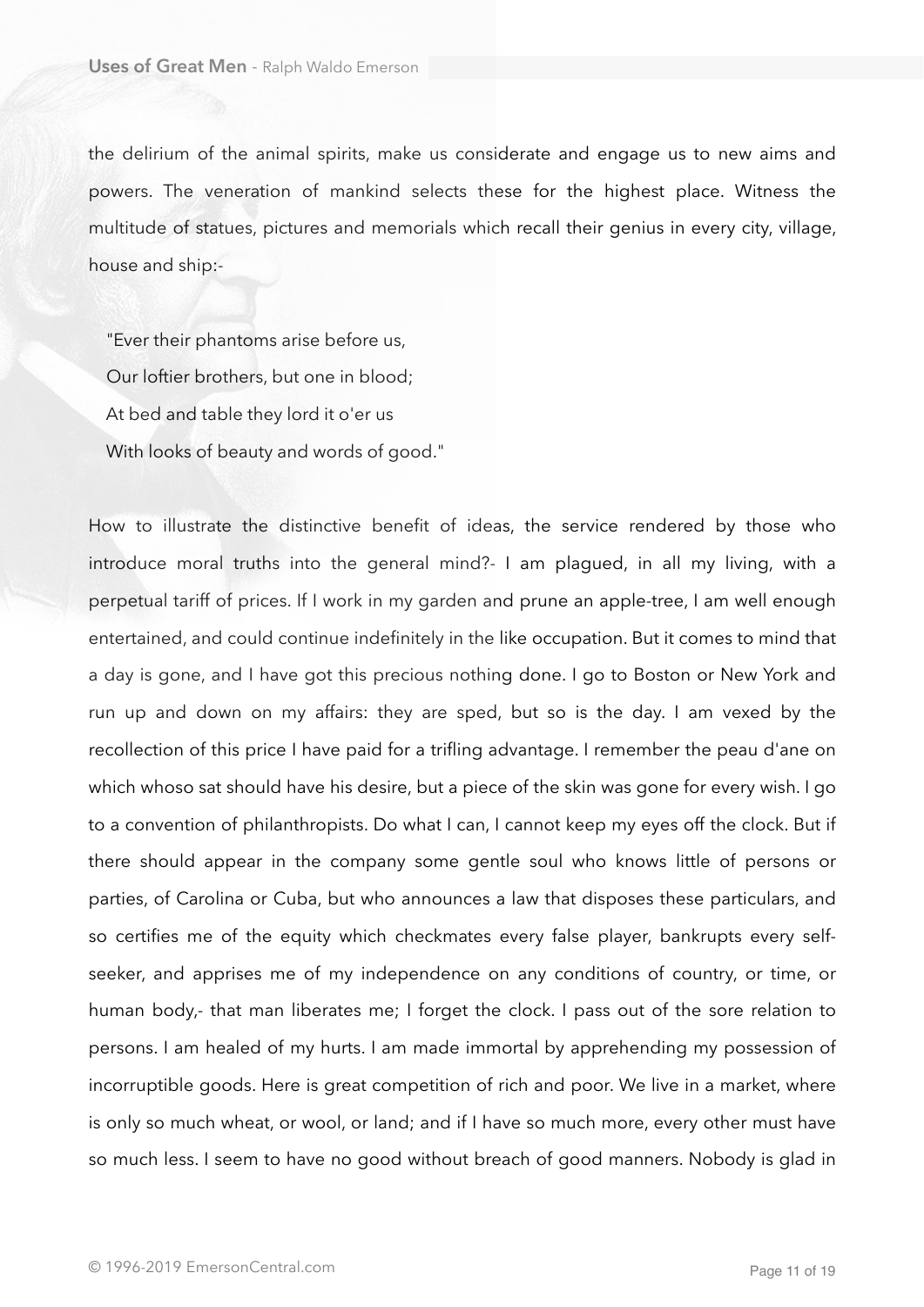the delirium of the animal spirits, make us considerate and engage us to new aims and powers. The veneration of mankind selects these for the highest place. Witness the multitude of statues, pictures and memorials which recall their genius in every city, village, house and ship:-

> "Ever their phantoms arise before us,
> Our loftier brothers, but one in blood;
> At bed and table they lord it o'er us
> With looks of beauty and words of good."

How to illustrate the distinctive benefit of ideas, the service rendered by those who introduce moral truths into the general mind?- I am plagued, in all my living, with a perpetual tariff of prices. If I work in my garden and prune an apple-tree, I am well enough entertained, and could continue indefinitely in the like occupation. But it comes to mind that a day is gone, and I have got this precious nothing done. I go to Boston or New York and run up and down on my affairs: they are sped, but so is the day. I am vexed by the recollection of this price I have paid for a trifling advantage. I remember the peau d'ane on which whoso sat should have his desire, but a piece of the skin was gone for every wish. I go to a convention of philanthropists. Do what I can, I cannot keep my eyes off the clock. But if there should appear in the company some gentle soul who knows little of persons or parties, of Carolina or Cuba, but who announces a law that disposes these particulars, and so certifies me of the equity which checkmates every false player, bankrupts every self-seeker, and apprises me of my independence on any conditions of country, or time, or human body,- that man liberates me; I forget the clock. I pass out of the sore relation to persons. I am healed of my hurts. I am made immortal by apprehending my possession of incorruptible goods. Here is great competition of rich and poor. We live in a market, where is only so much wheat, or wool, or land; and if I have so much more, every other must have so much less. I seem to have no good without breach of good manners. Nobody is glad in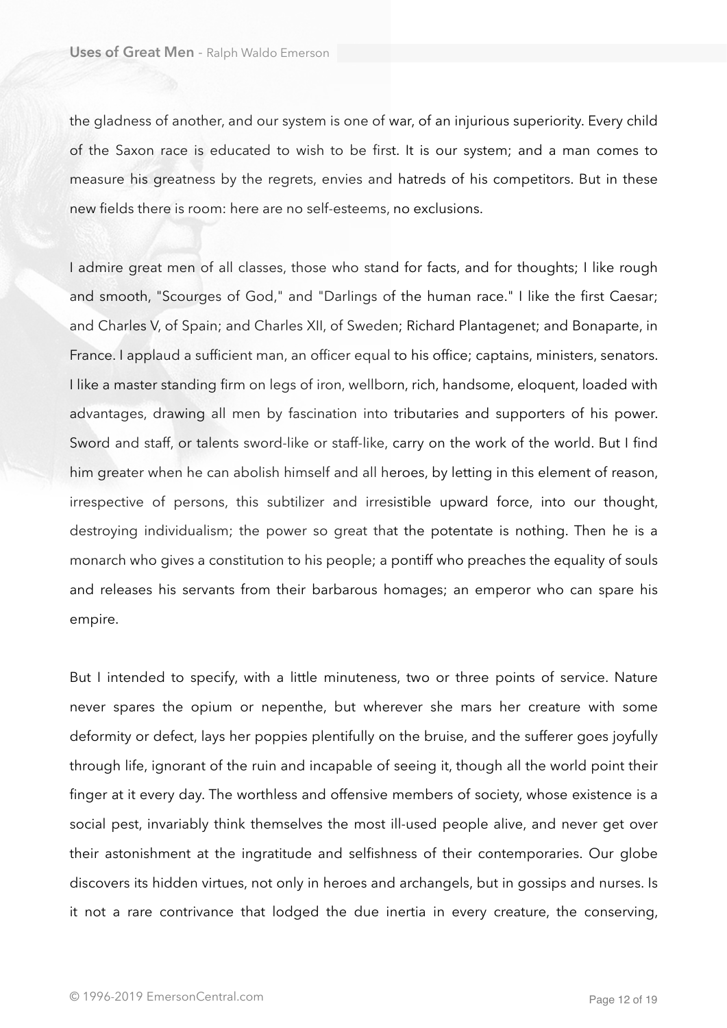the gladness of another, and our system is one of war, of an injurious superiority. Every child of the Saxon race is educated to wish to be first. It is our system; and a man comes to measure his greatness by the regrets, envies and hatreds of his competitors. But in these new fields there is room: here are no self-esteems, no exclusions.

I admire great men of all classes, those who stand for facts, and for thoughts; I like rough and smooth, "Scourges of God," and "Darlings of the human race." I like the first Caesar; and Charles V, of Spain; and Charles XII, of Sweden; Richard Plantagenet; and Bonaparte, in France. I applaud a sufficient man, an officer equal to his office; captains, ministers, senators. I like a master standing firm on legs of iron, wellborn, rich, handsome, eloquent, loaded with advantages, drawing all men by fascination into tributaries and supporters of his power. Sword and staff, or talents sword-like or staff-like, carry on the work of the world. But I find him greater when he can abolish himself and all heroes, by letting in this element of reason, irrespective of persons, this subtilizer and irresistible upward force, into our thought, destroying individualism; the power so great that the potentate is nothing. Then he is a monarch who gives a constitution to his people; a pontiff who preaches the equality of souls and releases his servants from their barbarous homages; an emperor who can spare his empire.

But I intended to specify, with a little minuteness, two or three points of service. Nature never spares the opium or nepenthe, but wherever she mars her creature with some deformity or defect, lays her poppies plentifully on the bruise, and the sufferer goes joyfully through life, ignorant of the ruin and incapable of seeing it, though all the world point their finger at it every day. The worthless and offensive members of society, whose existence is a social pest, invariably think themselves the most ill-used people alive, and never get over their astonishment at the ingratitude and selfishness of their contemporaries. Our globe discovers its hidden virtues, not only in heroes and archangels, but in gossips and nurses. Is it not a rare contrivance that lodged the due inertia in every creature, the conserving,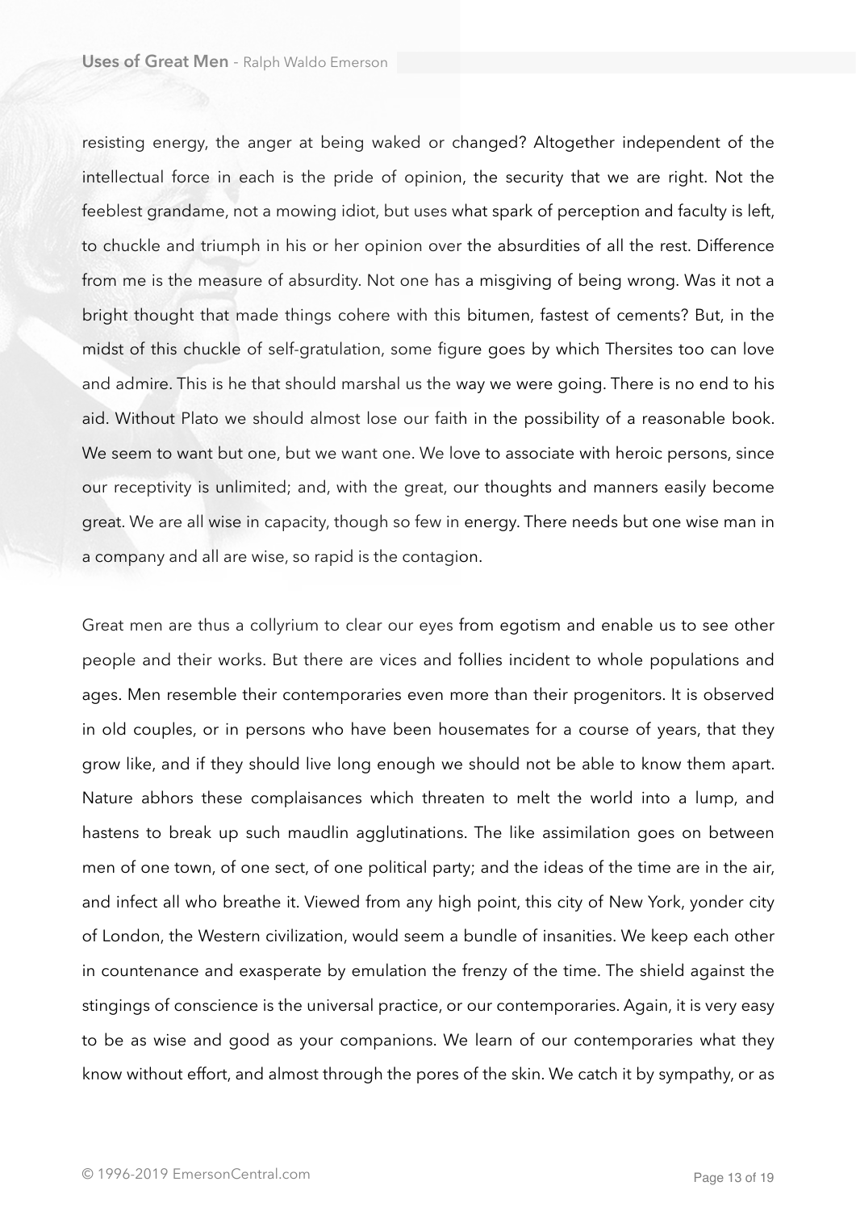resisting energy, the anger at being waked or changed? Altogether independent of the intellectual force in each is the pride of opinion, the security that we are right. Not the feeblest grandame, not a mowing idiot, but uses what spark of perception and faculty is left, to chuckle and triumph in his or her opinion over the absurdities of all the rest. Difference from me is the measure of absurdity. Not one has a misgiving of being wrong. Was it not a bright thought that made things cohere with this bitumen, fastest of cements? But, in the midst of this chuckle of self-gratulation, some figure goes by which Thersites too can love and admire. This is he that should marshal us the way we were going. There is no end to his aid. Without Plato we should almost lose our faith in the possibility of a reasonable book. We seem to want but one, but we want one. We love to associate with heroic persons, since our receptivity is unlimited; and, with the great, our thoughts and manners easily become great. We are all wise in capacity, though so few in energy. There needs but one wise man in a company and all are wise, so rapid is the contagion.

Great men are thus a collyrium to clear our eyes from egotism and enable us to see other people and their works. But there are vices and follies incident to whole populations and ages. Men resemble their contemporaries even more than their progenitors. It is observed in old couples, or in persons who have been housemates for a course of years, that they grow like, and if they should live long enough we should not be able to know them apart. Nature abhors these complaisances which threaten to melt the world into a lump, and hastens to break up such maudlin agglutinations. The like assimilation goes on between men of one town, of one sect, of one political party; and the ideas of the time are in the air, and infect all who breathe it. Viewed from any high point, this city of New York, yonder city of London, the Western civilization, would seem a bundle of insanities. We keep each other in countenance and exasperate by emulation the frenzy of the time. The shield against the stingings of conscience is the universal practice, or our contemporaries. Again, it is very easy to be as wise and good as your companions. We learn of our contemporaries what they know without effort, and almost through the pores of the skin. We catch it by sympathy, or as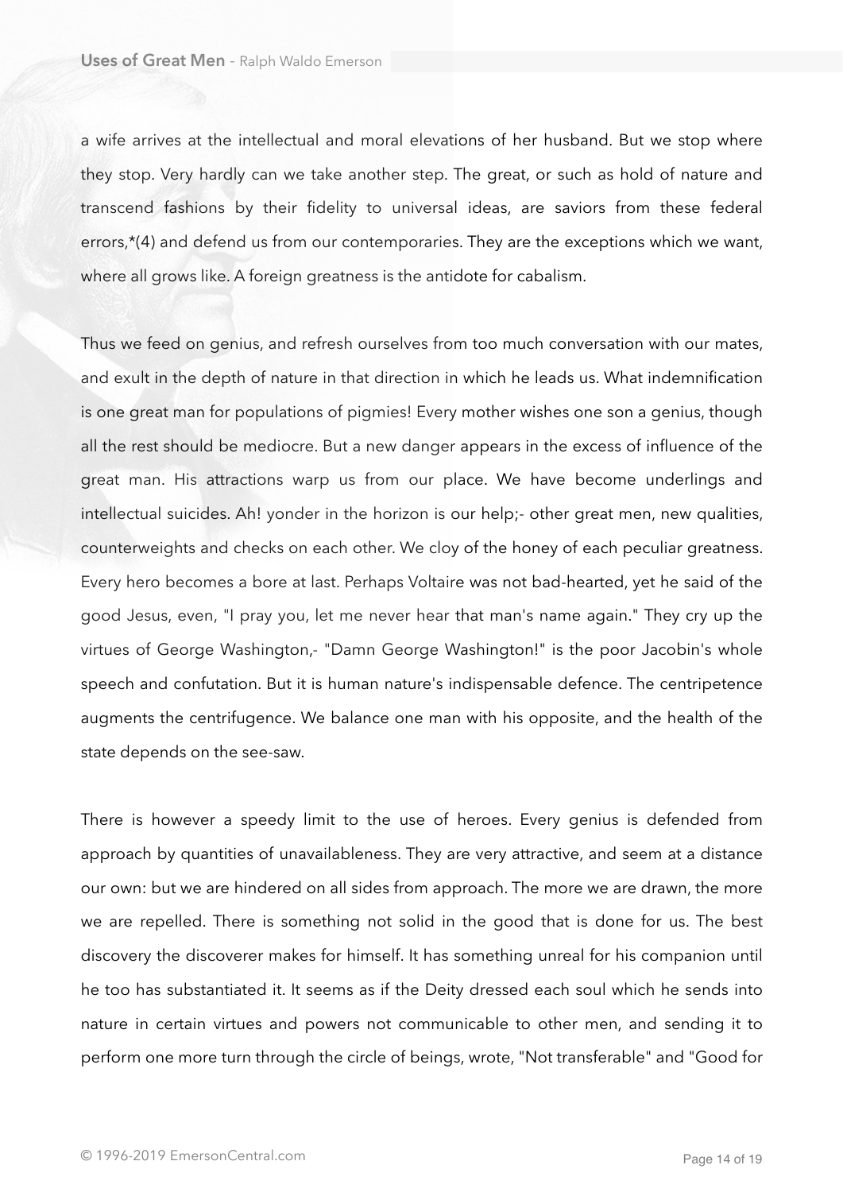a wife arrives at the intellectual and moral elevations of her husband. But we stop where they stop. Very hardly can we take another step. The great, or such as hold of nature and transcend fashions by their fidelity to universal ideas, are saviors from these federal errors,*(4) and defend us from our contemporaries. They are the exceptions which we want, where all grows like. A foreign greatness is the antidote for cabalism.

Thus we feed on genius, and refresh ourselves from too much conversation with our mates, and exult in the depth of nature in that direction in which he leads us. What indemnification is one great man for populations of pigmies! Every mother wishes one son a genius, though all the rest should be mediocre. But a new danger appears in the excess of influence of the great man. His attractions warp us from our place. We have become underlings and intellectual suicides. Ah! yonder in the horizon is our help;- other great men, new qualities, counterweights and checks on each other. We cloy of the honey of each peculiar greatness. Every hero becomes a bore at last. Perhaps Voltaire was not bad-hearted, yet he said of the good Jesus, even, "I pray you, let me never hear that man's name again." They cry up the virtues of George Washington,- "Damn George Washington!" is the poor Jacobin's whole speech and confutation. But it is human nature's indispensable defence. The centripetence augments the centrifugence. We balance one man with his opposite, and the health of the state depends on the see-saw.

There is however a speedy limit to the use of heroes. Every genius is defended from approach by quantities of unavailableness. They are very attractive, and seem at a distance our own: but we are hindered on all sides from approach. The more we are drawn, the more we are repelled. There is something not solid in the good that is done for us. The best discovery the discoverer makes for himself. It has something unreal for his companion until he too has substantiated it. It seems as if the Deity dressed each soul which he sends into nature in certain virtues and powers not communicable to other men, and sending it to perform one more turn through the circle of beings, wrote, "Not transferable" and "Good for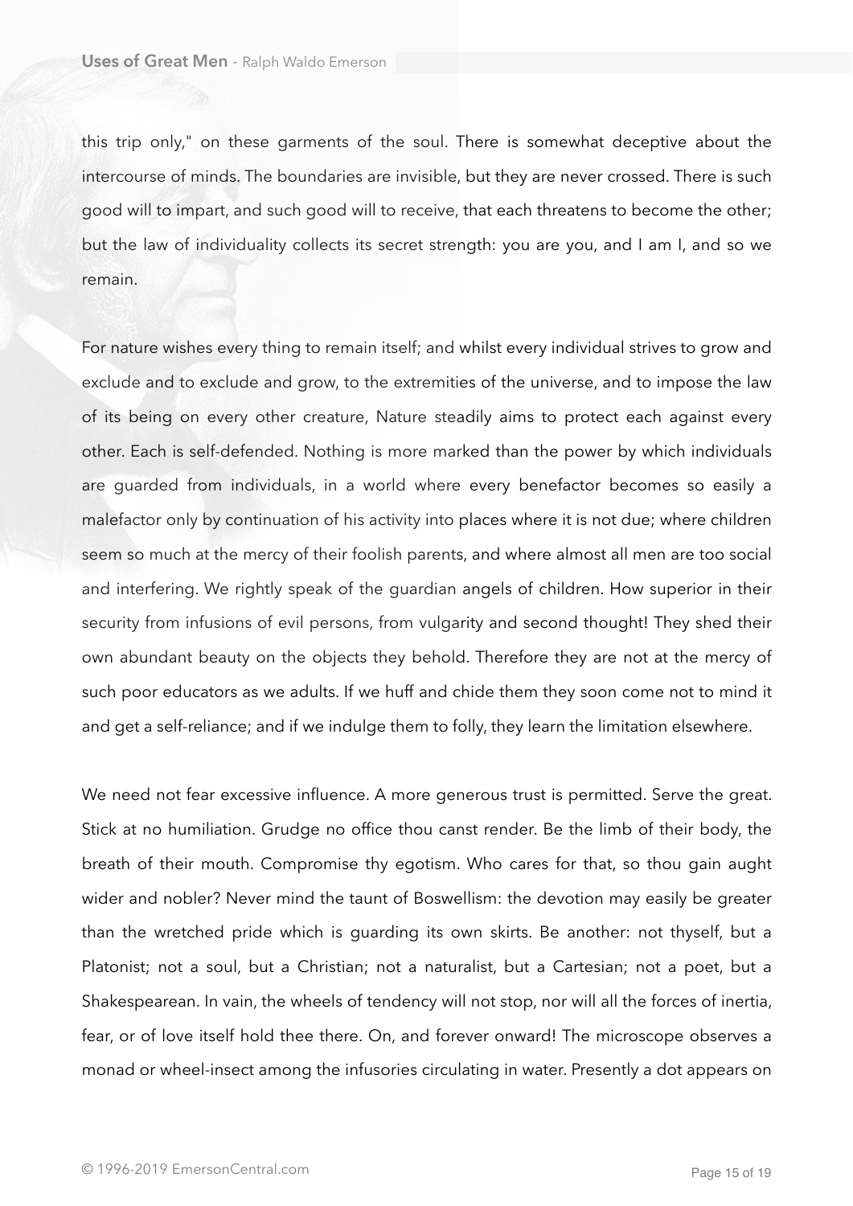this trip only," on these garments of the soul. There is somewhat deceptive about the intercourse of minds. The boundaries are invisible, but they are never crossed. There is such good will to impart, and such good will to receive, that each threatens to become the other; but the law of individuality collects its secret strength: you are you, and I am I, and so we remain.

For nature wishes every thing to remain itself; and whilst every individual strives to grow and exclude and to exclude and grow, to the extremities of the universe, and to impose the law of its being on every other creature, Nature steadily aims to protect each against every other. Each is self-defended. Nothing is more marked than the power by which individuals are guarded from individuals, in a world where every benefactor becomes so easily a malefactor only by continuation of his activity into places where it is not due; where children seem so much at the mercy of their foolish parents, and where almost all men are too social and interfering. We rightly speak of the guardian angels of children. How superior in their security from infusions of evil persons, from vulgarity and second thought! They shed their own abundant beauty on the objects they behold. Therefore they are not at the mercy of such poor educators as we adults. If we huff and chide them they soon come not to mind it and get a self-reliance; and if we indulge them to folly, they learn the limitation elsewhere.

We need not fear excessive influence. A more generous trust is permitted. Serve the great. Stick at no humiliation. Grudge no office thou canst render. Be the limb of their body, the breath of their mouth. Compromise thy egotism. Who cares for that, so thou gain aught wider and nobler? Never mind the taunt of Boswellism: the devotion may easily be greater than the wretched pride which is guarding its own skirts. Be another: not thyself, but a Platonist; not a soul, but a Christian; not a naturalist, but a Cartesian; not a poet, but a Shakespearean. In vain, the wheels of tendency will not stop, nor will all the forces of inertia, fear, or of love itself hold thee there. On, and forever onward! The microscope observes a monad or wheel-insect among the infusories circulating in water. Presently a dot appears on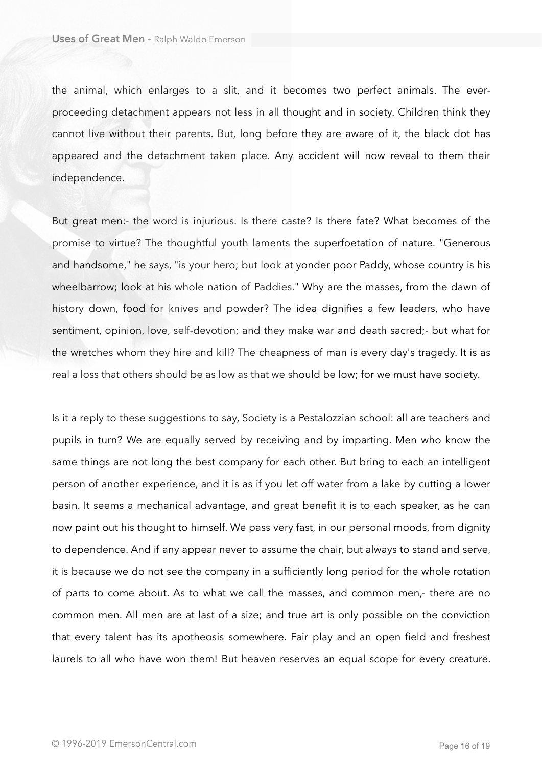the animal, which enlarges to a slit, and it becomes two perfect animals. The ever-proceeding detachment appears not less in all thought and in society. Children think they cannot live without their parents. But, long before they are aware of it, the black dot has appeared and the detachment taken place. Any accident will now reveal to them their independence.

But great men:- the word is injurious. Is there caste? Is there fate? What becomes of the promise to virtue? The thoughtful youth laments the superfoetation of nature. "Generous and handsome," he says, "is your hero; but look at yonder poor Paddy, whose country is his wheelbarrow; look at his whole nation of Paddies." Why are the masses, from the dawn of history down, food for knives and powder? The idea dignifies a few leaders, who have sentiment, opinion, love, self-devotion; and they make war and death sacred;- but what for the wretches whom they hire and kill? The cheapness of man is every day's tragedy. It is as real a loss that others should be as low as that we should be low; for we must have society.

Is it a reply to these suggestions to say, Society is a Pestalozzian school: all are teachers and pupils in turn? We are equally served by receiving and by imparting. Men who know the same things are not long the best company for each other. But bring to each an intelligent person of another experience, and it is as if you let off water from a lake by cutting a lower basin. It seems a mechanical advantage, and great benefit it is to each speaker, as he can now paint out his thought to himself. We pass very fast, in our personal moods, from dignity to dependence. And if any appear never to assume the chair, but always to stand and serve, it is because we do not see the company in a sufficiently long period for the whole rotation of parts to come about. As to what we call the masses, and common men,- there are no common men. All men are at last of a size; and true art is only possible on the conviction that every talent has its apotheosis somewhere. Fair play and an open field and freshest laurels to all who have won them! But heaven reserves an equal scope for every creature.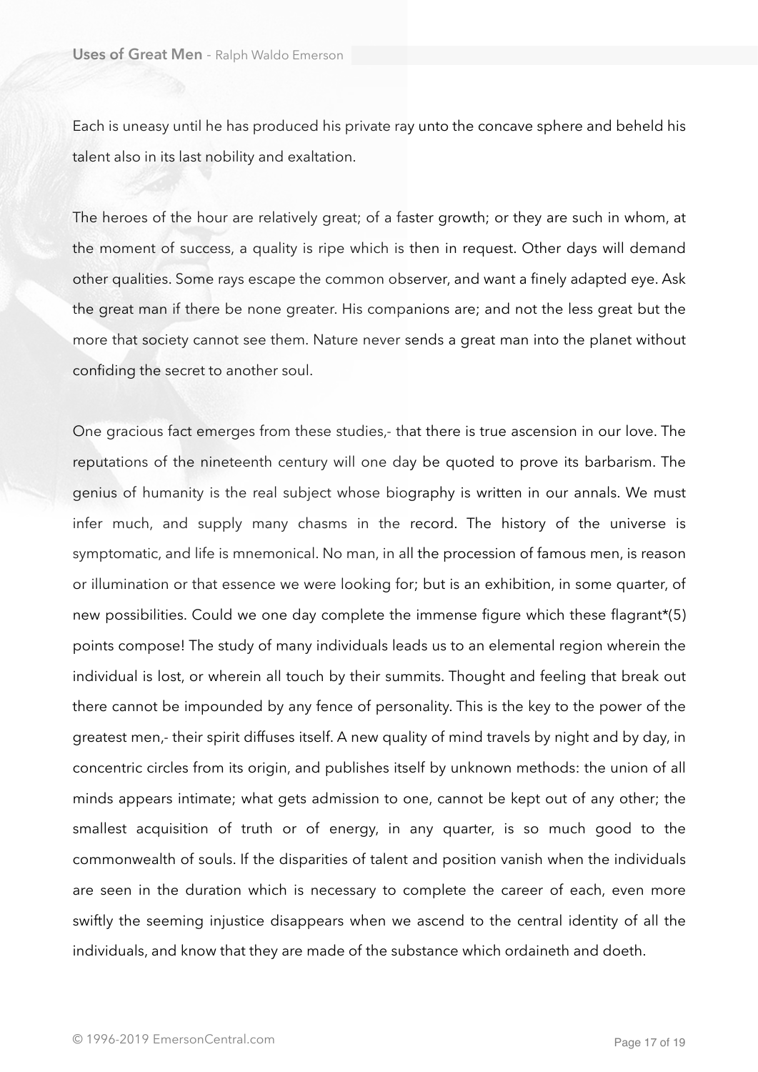Each is uneasy until he has produced his private ray unto the concave sphere and beheld his talent also in its last nobility and exaltation.

The heroes of the hour are relatively great; of a faster growth; or they are such in whom, at the moment of success, a quality is ripe which is then in request. Other days will demand other qualities. Some rays escape the common observer, and want a finely adapted eye. Ask the great man if there be none greater. His companions are; and not the less great but the more that society cannot see them. Nature never sends a great man into the planet without confiding the secret to another soul.

One gracious fact emerges from these studies,- that there is true ascension in our love. The reputations of the nineteenth century will one day be quoted to prove its barbarism. The genius of humanity is the real subject whose biography is written in our annals. We must infer much, and supply many chasms in the record. The history of the universe is symptomatic, and life is mnemonical. No man, in all the procession of famous men, is reason or illumination or that essence we were looking for; but is an exhibition, in some quarter, of new possibilities. Could we one day complete the immense figure which these flagrant*(5) points compose! The study of many individuals leads us to an elemental region wherein the individual is lost, or wherein all touch by their summits. Thought and feeling that break out there cannot be impounded by any fence of personality. This is the key to the power of the greatest men,- their spirit diffuses itself. A new quality of mind travels by night and by day, in concentric circles from its origin, and publishes itself by unknown methods: the union of all minds appears intimate; what gets admission to one, cannot be kept out of any other; the smallest acquisition of truth or of energy, in any quarter, is so much good to the commonwealth of souls. If the disparities of talent and position vanish when the individuals are seen in the duration which is necessary to complete the career of each, even more swiftly the seeming injustice disappears when we ascend to the central identity of all the individuals, and know that they are made of the substance which ordaineth and doeth.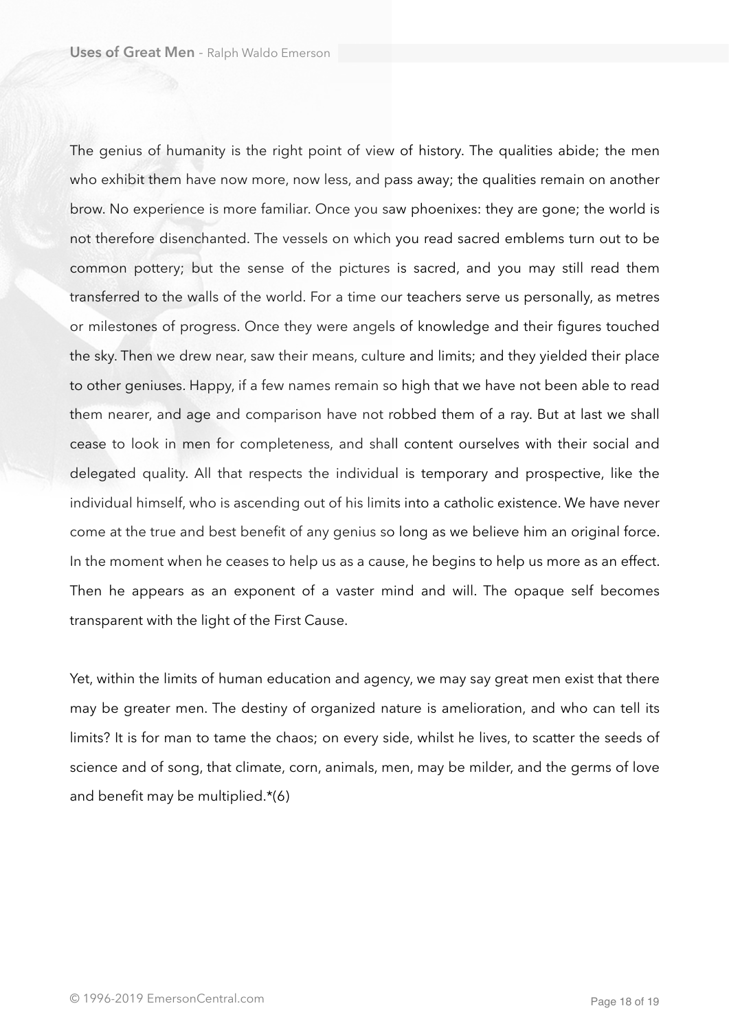The genius of humanity is the right point of view of history. The qualities abide; the men who exhibit them have now more, now less, and pass away; the qualities remain on another brow. No experience is more familiar. Once you saw phoenixes: they are gone; the world is not therefore disenchanted. The vessels on which you read sacred emblems turn out to be common pottery; but the sense of the pictures is sacred, and you may still read them transferred to the walls of the world. For a time our teachers serve us personally, as metres or milestones of progress. Once they were angels of knowledge and their figures touched the sky. Then we drew near, saw their means, culture and limits; and they yielded their place to other geniuses. Happy, if a few names remain so high that we have not been able to read them nearer, and age and comparison have not robbed them of a ray. But at last we shall cease to look in men for completeness, and shall content ourselves with their social and delegated quality. All that respects the individual is temporary and prospective, like the individual himself, who is ascending out of his limits into a catholic existence. We have never come at the true and best benefit of any genius so long as we believe him an original force. In the moment when he ceases to help us as a cause, he begins to help us more as an effect. Then he appears as an exponent of a vaster mind and will. The opaque self becomes transparent with the light of the First Cause.

Yet, within the limits of human education and agency, we may say great men exist that there may be greater men. The destiny of organized nature is amelioration, and who can tell its limits? It is for man to tame the chaos; on every side, whilst he lives, to scatter the seeds of science and of song, that climate, corn, animals, men, may be milder, and the germs of love and benefit may be multiplied.*(6)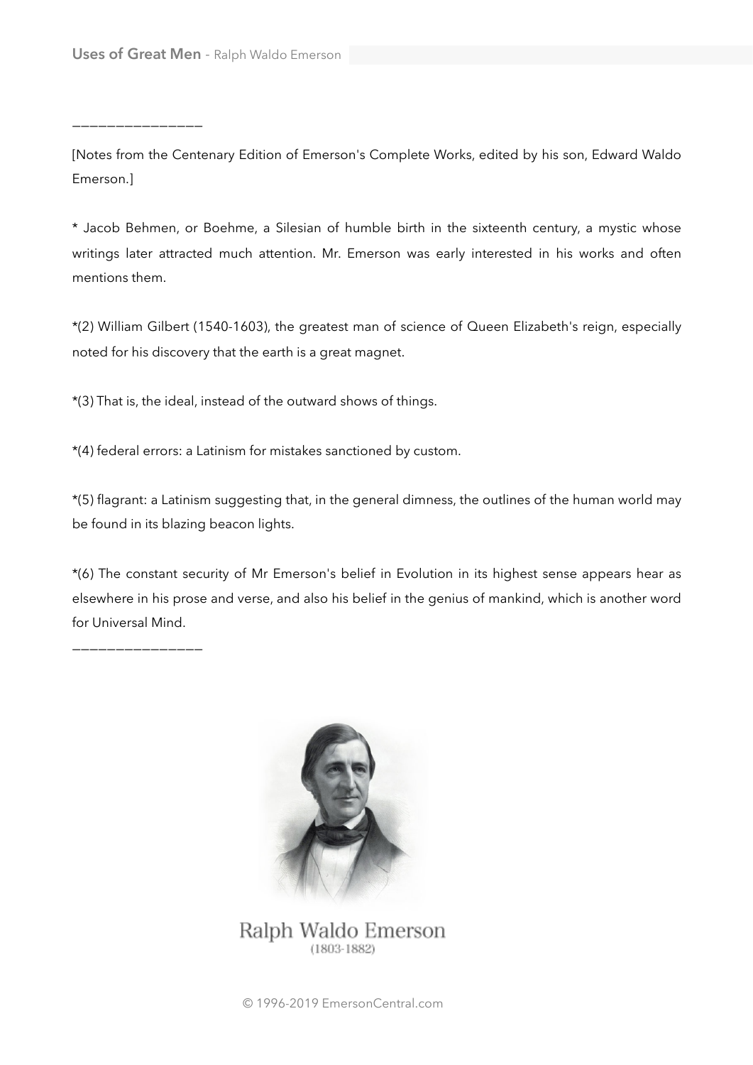————————————

[Notes from the Centenary Edition of Emerson's Complete Works, edited by his son, Edward Waldo Emerson.]

* Jacob Behmen, or Boehme, a Silesian of humble birth in the sixteenth century, a mystic whose writings later attracted much attention. Mr. Emerson was early interested in his works and often mentions them.

*(2) William Gilbert (1540-1603), the greatest man of science of Queen Elizabeth's reign, especially noted for his discovery that the earth is a great magnet.

*(3) That is, the ideal, instead of the outward shows of things.

*(4) federal errors: a Latinism for mistakes sanctioned by custom.

*(5) flagrant: a Latinism suggesting that, in the general dimness, the outlines of the human world may be found in its blazing beacon lights.

*(6) The constant security of Mr Emerson's belief in Evolution in its highest sense appears hear as elsewhere in his prose and verse, and also his belief in the genius of mankind, which is another word for Universal Mind.

————————————

Ralph Waldo Emerson
(1803-1882)

© 1996-2019 EmersonCentral.com